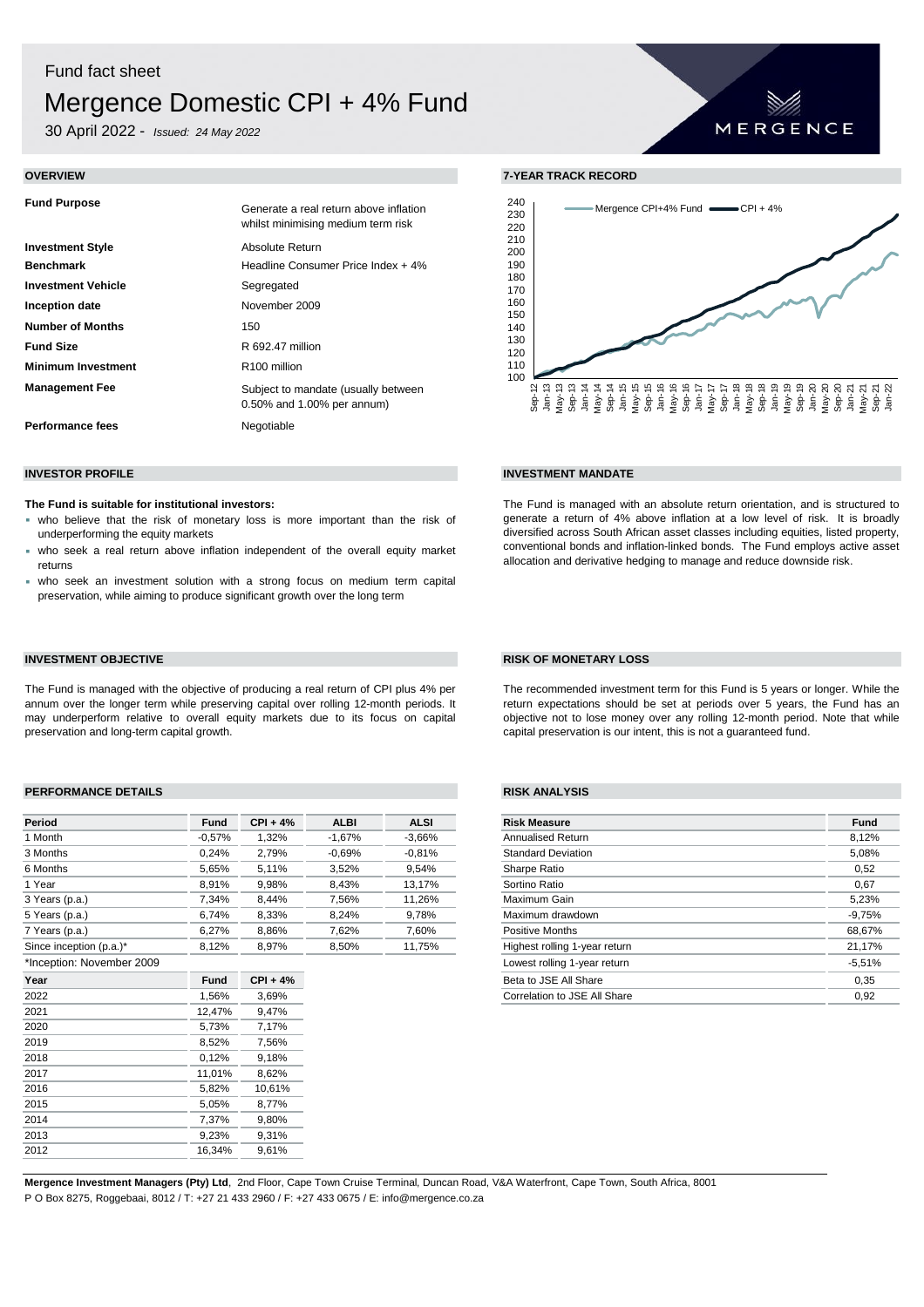# Fund fact sheet

# Mergence Domestic CPI + 4% Fund

30 April 2022 - *Issued: 24 May 2022*

## OVERVIEW

| | |
|---|---|
| **Fund Purpose** | Generate a real return above inflation whilst minimising medium term risk |
| **Investment Style** | Absolute Return |
| **Benchmark** | Headline Consumer Price Index + 4% |
| **Investment Vehicle** | Segregated |
| **Inception date** | November 2009 |
| **Number of Months** | 150 |
| **Fund Size** | R 692.47 million |
| **Minimum Investment** | R100 million |
| **Management Fee** | Subject to mandate (usually between 0.50% and 1.00% per annum) |
| **Performance fees** | Negotiable |

## 7-YEAR TRACK RECORD

## INVESTOR PROFILE

**The Fund is suitable for institutional investors:**

- who believe that the risk of monetary loss is more important than the risk of underperforming the equity markets
- who seek a real return above inflation independent of the overall equity market returns
- who seek an investment solution with a strong focus on medium term capital preservation, while aiming to produce significant growth over the long term

## INVESTMENT MANDATE

The Fund is managed with an absolute return orientation, and is structured to generate a return of 4% above inflation at a low level of risk. It is broadly diversified across South African asset classes including equities, listed property, conventional bonds and inflation-linked bonds. The Fund employs active asset allocation and derivative hedging to manage and reduce downside risk.

## INVESTMENT OBJECTIVE

The Fund is managed with the objective of producing a real return of CPI plus 4% per annum over the longer term while preserving capital over rolling 12-month periods. It may underperform relative to overall equity markets due to its focus on capital preservation and long-term capital growth.

## RISK OF MONETARY LOSS

The recommended investment term for this Fund is 5 years or longer. While the return expectations should be set at periods over 5 years, the Fund has an objective not to lose money over any rolling 12-month period. Note that while capital preservation is our intent, this is not a guaranteed fund.

## PERFORMANCE DETAILS

| Period | Fund | CPI + 4% | ALBI | ALSI |
|---|---|---|---|---|
| 1 Month | -0,57% | 1,32% | -1,67% | -3,66% |
| 3 Months | 0,24% | 2,79% | -0,69% | -0,81% |
| 6 Months | 5,65% | 5,11% | 3,52% | 9,54% |
| 1 Year | 8,91% | 9,98% | 8,43% | 13,17% |
| 3 Years (p.a.) | 7,34% | 8,44% | 7,56% | 11,26% |
| 5 Years (p.a.) | 6,74% | 8,33% | 8,24% | 9,78% |
| 7 Years (p.a.) | 6,27% | 8,86% | 7,62% | 7,60% |
| Since inception (p.a.)* | 8,12% | 8,97% | 8,50% | 11,75% |

*Inception: November 2009

| Year | Fund | CPI + 4% |
|---|---|---|
| 2022 | 1,56% | 3,69% |
| 2021 | 12,47% | 9,47% |
| 2020 | 5,73% | 7,17% |
| 2019 | 8,52% | 7,56% |
| 2018 | 0,12% | 9,18% |
| 2017 | 11,01% | 8,62% |
| 2016 | 5,82% | 10,61% |
| 2015 | 5,05% | 8,77% |
| 2014 | 7,37% | 9,80% |
| 2013 | 9,23% | 9,31% |
| 2012 | 16,34% | 9,61% |

## RISK ANALYSIS

| Risk Measure | Fund |
|---|---|
| Annualised Return | 8,12% |
| Standard Deviation | 5,08% |
| Sharpe Ratio | 0,52 |
| Sortino Ratio | 0,67 |
| Maximum Gain | 5,23% |
| Maximum drawdown | -9,75% |
| Positive Months | 68,67% |
| Highest rolling 1-year return | 21,17% |
| Lowest rolling 1-year return | -5,51% |
| Beta to JSE All Share | 0,35 |
| Correlation to JSE All Share | 0,92 |

**Mergence Investment Managers (Pty) Ltd**, 2nd Floor, Cape Town Cruise Terminal, Duncan Road, V&A Waterfront, Cape Town, South Africa, 8001
P O Box 8275, Roggebaai, 8012 / T: +27 21 433 2960 / F: +27 433 0675 / E: info@mergence.co.za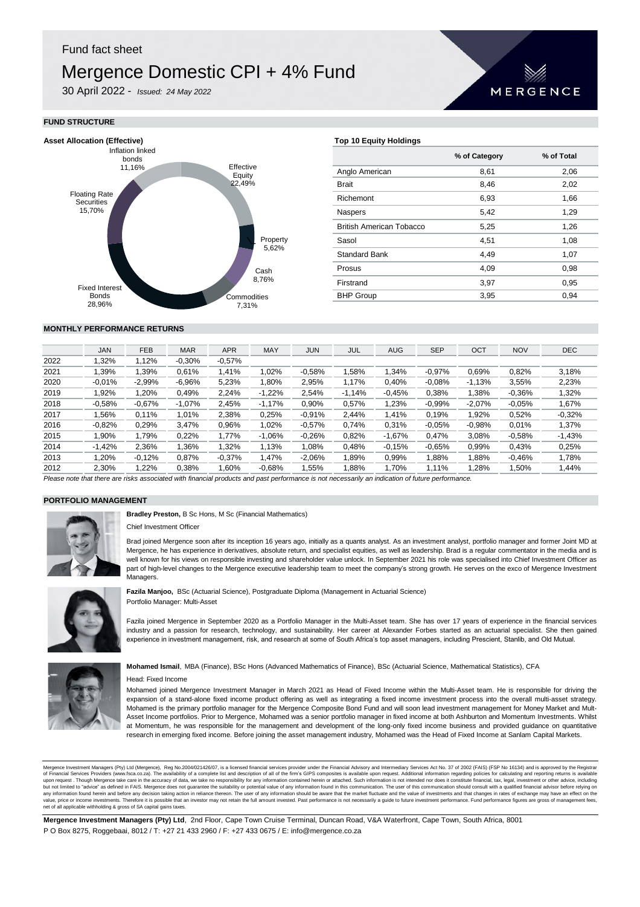Fund fact sheet

# Mergence Domestic CPI + 4% Fund

30 April 2022 - *Issued: 24 May 2022*

MERGENCE

## FUND STRUCTURE

### Asset Allocation (Effective)

Inflation linked bonds 11,16%
Effective Equity 22,49%
Floating Rate Securities 15,70%
Property 5,62%
Cash 8,76%
Fixed Interest Bonds 28,96%
Commodities 7,31%

### Top 10 Equity Holdings

| | % of Category | % of Total |
|---|---|---|
| Anglo American | 8,61 | 2,06 |
| Brait | 8,46 | 2,02 |
| Richemont | 6,93 | 1,66 |
| Naspers | 5,42 | 1,29 |
| British American Tobacco | 5,25 | 1,26 |
| Sasol | 4,51 | 1,08 |
| Standard Bank | 4,49 | 1,07 |
| Prosus | 4,09 | 0,98 |
| Firstrand | 3,97 | 0,95 |
| BHP Group | 3,95 | 0,94 |

## MONTHLY PERFORMANCE RETURNS

| | JAN | FEB | MAR | APR | MAY | JUN | JUL | AUG | SEP | OCT | NOV | DEC |
|---|---|---|---|---|---|---|---|---|---|---|---|---|
| 2022 | 1,32% | 1,12% | -0,30% | -0,57% | | | | | | | | |
| 2021 | 1,39% | 1,39% | 0,61% | 1,41% | 1,02% | -0,58% | 1,58% | 1,34% | -0,97% | 0,69% | 0,82% | 3,18% |
| 2020 | -0,01% | -2,99% | -6,96% | 5,23% | 1,80% | 2,95% | 1,17% | 0,40% | -0,08% | -1,13% | 3,55% | 2,23% |
| 2019 | 1,92% | 1,20% | 0,49% | 2,24% | -1,22% | 2,54% | -1,14% | -0,45% | 0,38% | 1,38% | -0,36% | 1,32% |
| 2018 | -0,58% | -0,67% | -1,07% | 2,45% | -1,17% | 0,90% | 0,57% | 1,23% | -0,99% | -2,07% | -0,05% | 1,67% |
| 2017 | 1,56% | 0,11% | 1,01% | 2,38% | 0,25% | -0,91% | 2,44% | 1,41% | 0,19% | 1,92% | 0,52% | -0,32% |
| 2016 | -0,82% | 0,29% | 3,47% | 0,96% | 1,02% | -0,57% | 0,74% | 0,31% | -0,05% | -0,98% | 0,01% | 1,37% |
| 2015 | 1,90% | 1,79% | 0,22% | 1,77% | -1,06% | -0,26% | 0,82% | -1,67% | 0,47% | 3,08% | -0,58% | -1,43% |
| 2014 | -1,42% | 2,36% | 1,36% | 1,32% | 1,13% | 1,08% | 0,48% | -0,15% | -0,65% | 0,99% | 0,43% | 0,25% |
| 2013 | 1,20% | -0,12% | 0,87% | -0,37% | 1,47% | -2,06% | 1,89% | 0,99% | 1,88% | 1,88% | -0,46% | 1,78% |
| 2012 | 2,30% | 1,22% | 0,38% | 1,60% | -0,68% | 1,55% | 1,88% | 1,70% | 1,11% | 1,28% | 1,50% | 1,44% |

*Please note that there are risks associated with financial products and past performance is not necessarily an indication of future performance.*

## PORTFOLIO MANAGEMENT

**Bradley Preston,** B Sc Hons, M Sc (Financial Mathematics)

Chief Investment Officer

Brad joined Mergence soon after its inception 16 years ago, initially as a quants analyst. As an investment analyst, portfolio manager and former Joint MD at Mergence, he has experience in derivatives, absolute return, and specialist equities, as well as leadership. Brad is a regular commentator in the media and is well known for his views on responsible investing and shareholder value unlock. In September 2021 his role was specialised into Chief Investment Officer as part of high-level changes to the Mergence executive leadership team to meet the company's strong growth. He serves on the exco of Mergence Investment Managers.

**Fazila Manjoo,** BSc (Actuarial Science), Postgraduate Diploma (Management in Actuarial Science)

Portfolio Manager: Multi-Asset

Fazila joined Mergence in September 2020 as a Portfolio Manager in the Multi-Asset team. She has over 17 years of experience in the financial services industry and a passion for research, technology, and sustainability. Her career at Alexander Forbes started as an actuarial specialist. She then gained experience in investment management, risk, and research at some of South Africa's top asset managers, including Prescient, Stanlib, and Old Mutual.

**Mohamed Ismail**, MBA (Finance), BSc Hons (Advanced Mathematics of Finance), BSc (Actuarial Science, Mathematical Statistics), CFA

Head: Fixed Income

Mohamed joined Mergence Investment Manager in March 2021 as Head of Fixed Income within the Multi-Asset team. He is responsible for driving the expansion of a stand-alone fixed income product offering as well as integrating a fixed income investment process into the overall multi-asset strategy. Mohamed is the primary portfolio manager for the Mergence Composite Bond Fund and will soon lead investment management for Money Market and Mult-Asset Income portfolios. Prior to Mergence, Mohamed was a senior portfolio manager in fixed income at both Ashburton and Momentum Investments. Whilst at Momentum, he was responsible for the management and development of the long-only fixed income business and provided guidance on quantitative research in emerging fixed income. Before joining the asset management industry, Mohamed was the Head of Fixed Income at Sanlam Capital Markets.

Mergence Investment Managers (Pty) Ltd (Mergence), Reg No.2004/021426/07, is a licensed financial services provider under the Financial Advisory and Intermediary Services Act No. 37 of 2002 (FAIS) (FSP No 16134) and is approved by the Registrar of Financial Services Providers (www.fsca.co.za). The availability of a complete list and description of all of the firm's GIPS composites is available upon request. Additional information regarding policies for calculating and reporting returns is available upon request . Though Mergence take care in the accuracy of data, we take no responsibility for any information contained herein or attached. Such information is not intended nor does it constitute financial, tax, legal, investment or other advice, including but not limited to "advice" as defined in FAIS. Mergence does not guarantee the suitability or potential value of any information found in this communication. The user of this communication should consult with a qualified financial advisor before relying on any information found herein and before any decision taking action in reliance thereon. The user of any information should be aware that the market fluctuate and the value of investments and that changes in rates of exchange may have an effect on the value, price or income investments. Therefore it is possible that an investor may not retain the full amount invested. Past performance is not necessarily a guide to future investment performance. Fund performance figures are gross of management fees, net of all applicable withholding & gross of SA capital gains taxes.

**Mergence Investment Managers (Pty) Ltd**, 2nd Floor, Cape Town Cruise Terminal, Duncan Road, V&A Waterfront, Cape Town, South Africa, 8001

P O Box 8275, Roggebaai, 8012 / T: +27 21 433 2960 / F: +27 433 0675 / E: info@mergence.co.za